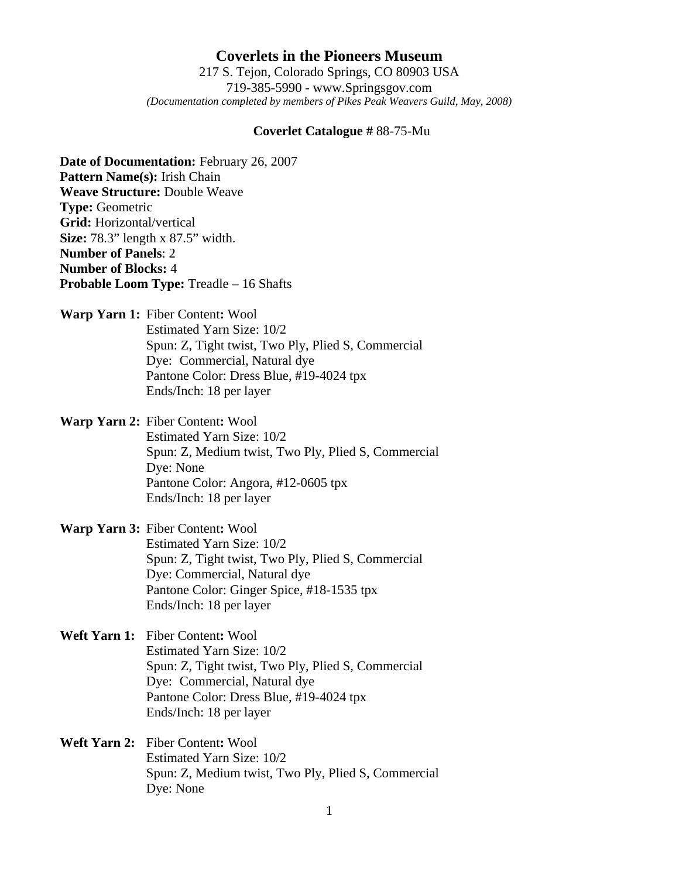# Coverlets in the Pioneers Museum

217 S. Tejon, Colorado Springs, CO 80903 USA
719-385-5990 - www.Springsgov.com
*(Documentation completed by members of Pikes Peak Weavers Guild, May, 2008)*

## Coverlet Catalogue # 88-75-Mu

**Date of Documentation:** February 26, 2007
**Pattern Name(s):** Irish Chain
**Weave Structure:** Double Weave
**Type:** Geometric
**Grid:** Horizontal/vertical
**Size:** 78.3" length x 87.5" width.
**Number of Panels**: 2
**Number of Blocks:** 4
**Probable Loom Type:** Treadle – 16 Shafts

**Warp Yarn 1:** Fiber Content**:** Wool
Estimated Yarn Size: 10/2
Spun: Z, Tight twist, Two Ply, Plied S, Commercial
Dye: Commercial, Natural dye
Pantone Color: Dress Blue, #19-4024 tpx
Ends/Inch: 18 per layer

**Warp Yarn 2:** Fiber Content**:** Wool
Estimated Yarn Size: 10/2
Spun: Z, Medium twist, Two Ply, Plied S, Commercial
Dye: None
Pantone Color: Angora, #12-0605 tpx
Ends/Inch: 18 per layer

**Warp Yarn 3:** Fiber Content**:** Wool
Estimated Yarn Size: 10/2
Spun: Z, Tight twist, Two Ply, Plied S, Commercial
Dye: Commercial, Natural dye
Pantone Color: Ginger Spice, #18-1535 tpx
Ends/Inch: 18 per layer

**Weft Yarn 1:** Fiber Content**:** Wool
Estimated Yarn Size: 10/2
Spun: Z, Tight twist, Two Ply, Plied S, Commercial
Dye: Commercial, Natural dye
Pantone Color: Dress Blue, #19-4024 tpx
Ends/Inch: 18 per layer

**Weft Yarn 2:** Fiber Content**:** Wool
Estimated Yarn Size: 10/2
Spun: Z, Medium twist, Two Ply, Plied S, Commercial
Dye: None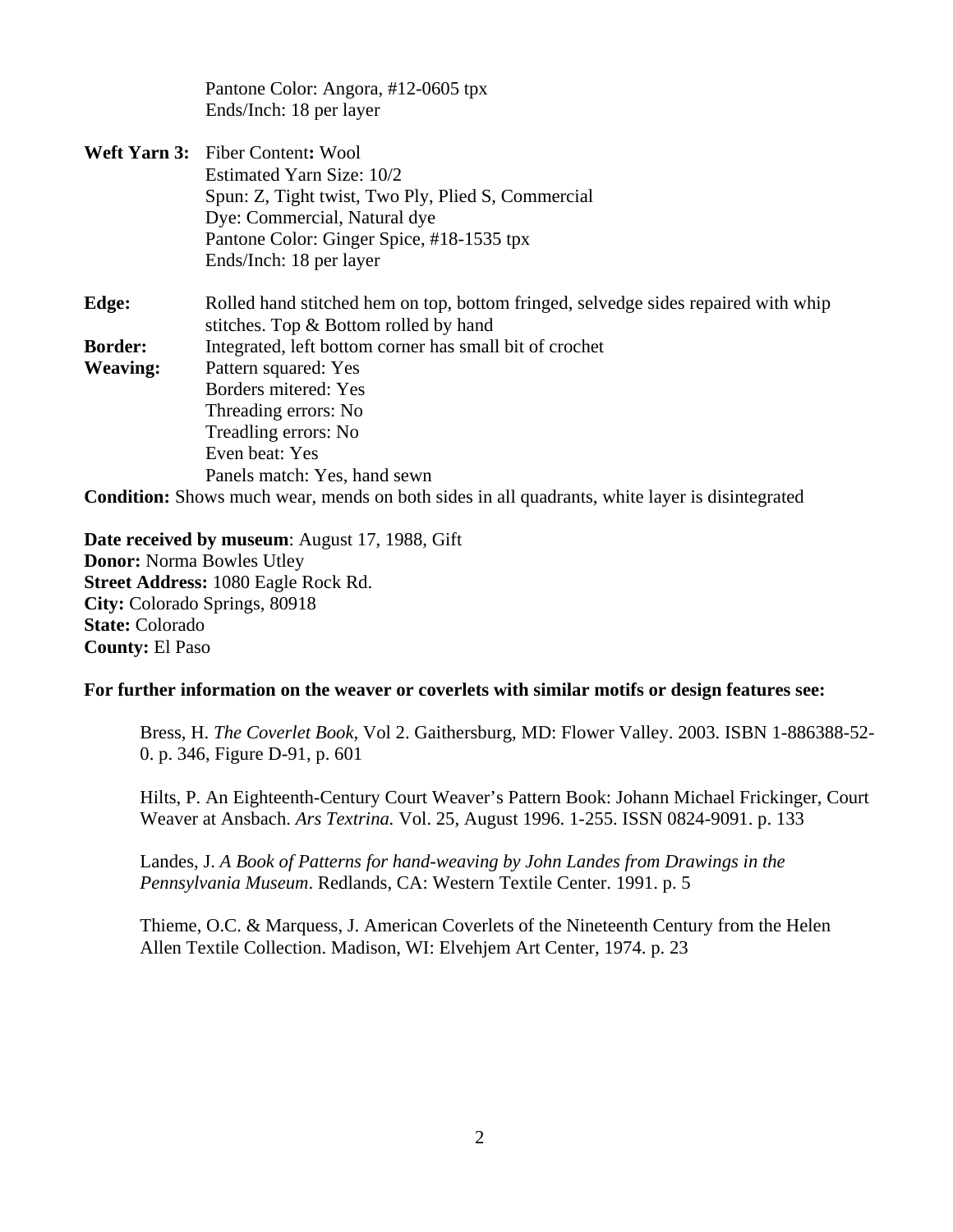Pantone Color: Angora, #12-0605 tpx
Ends/Inch: 18 per layer

**Weft Yarn 3:** Fiber Content**:** Wool
Estimated Yarn Size: 10/2
Spun: Z, Tight twist, Two Ply, Plied S, Commercial
Dye: Commercial, Natural dye
Pantone Color: Ginger Spice, #18-1535 tpx
Ends/Inch: 18 per layer

**Edge:** Rolled hand stitched hem on top, bottom fringed, selvedge sides repaired with whip stitches. Top & Bottom rolled by hand

**Border:** Integrated, left bottom corner has small bit of crochet

**Weaving:** Pattern squared: Yes
Borders mitered: Yes
Threading errors: No
Treadling errors: No
Even beat: Yes
Panels match: Yes, hand sewn

**Condition:** Shows much wear, mends on both sides in all quadrants, white layer is disintegrated

**Date received by museum**: August 17, 1988, Gift
**Donor:** Norma Bowles Utley
**Street Address:** 1080 Eagle Rock Rd.
**City:** Colorado Springs, 80918
**State:** Colorado
**County:** El Paso

**For further information on the weaver or coverlets with similar motifs or design features see:**

Bress, H. *The Coverlet Book*, Vol 2. Gaithersburg, MD: Flower Valley. 2003. ISBN 1-886388-52-0. p. 346, Figure D-91, p. 601

Hilts, P. An Eighteenth-Century Court Weaver's Pattern Book: Johann Michael Frickinger, Court Weaver at Ansbach. *Ars Textrina.* Vol. 25, August 1996. 1-255. ISSN 0824-9091. p. 133

Landes, J. *A Book of Patterns for hand-weaving by John Landes from Drawings in the Pennsylvania Museum*. Redlands, CA: Western Textile Center. 1991. p. 5

Thieme, O.C. & Marquess, J. American Coverlets of the Nineteenth Century from the Helen Allen Textile Collection. Madison, WI: Elvehjem Art Center, 1974. p. 23